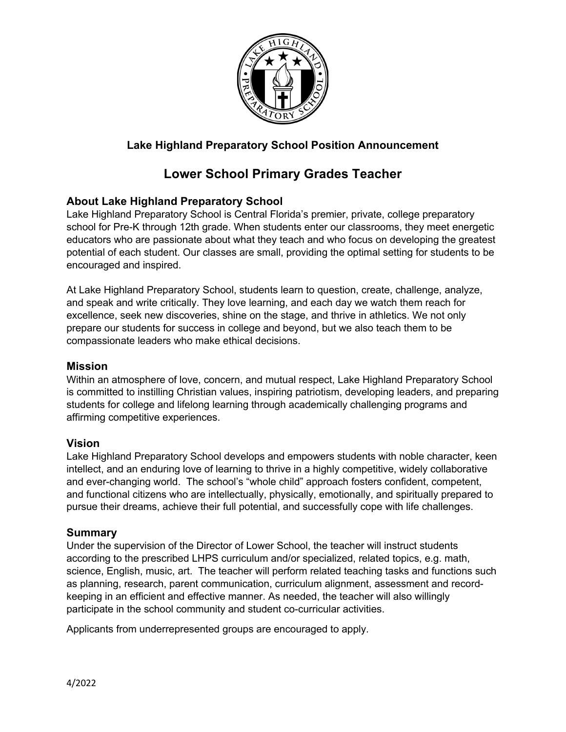## Lake Highland Preparatory School Position Announcement

# Lower School Primary Grades Teacher

### About Lake Highland Preparatory School

Lake Highland Preparatory School is Central Florida's premier, private, college preparatory school for Pre-K through 12th grade. When students enter our classrooms, they meet energetic educators who are passionate about what they teach and who focus on developing the greatest potential of each student. Our classes are small, providing the optimal setting for students to be encouraged and inspired.

At Lake Highland Preparatory School, students learn to question, create, challenge, analyze, and speak and write critically. They love learning, and each day we watch them reach for excellence, seek new discoveries, shine on the stage, and thrive in athletics. We not only prepare our students for success in college and beyond, but we also teach them to be compassionate leaders who make ethical decisions.

### Mission

Within an atmosphere of love, concern, and mutual respect, Lake Highland Preparatory School is committed to instilling Christian values, inspiring patriotism, developing leaders, and preparing students for college and lifelong learning through academically challenging programs and affirming competitive experiences.

### Vision

Lake Highland Preparatory School develops and empowers students with noble character, keen intellect, and an enduring love of learning to thrive in a highly competitive, widely collaborative and ever-changing world. The school's "whole child" approach fosters confident, competent, and functional citizens who are intellectually, physically, emotionally, and spiritually prepared to pursue their dreams, achieve their full potential, and successfully cope with life challenges.

### Summary

Under the supervision of the Director of Lower School, the teacher will instruct students according to the prescribed LHPS curriculum and/or specialized, related topics, e.g. math, science, English, music, art. The teacher will perform related teaching tasks and functions such as planning, research, parent communication, curriculum alignment, assessment and record-keeping in an efficient and effective manner. As needed, the teacher will also willingly participate in the school community and student co-curricular activities.

Applicants from underrepresented groups are encouraged to apply.

4/2022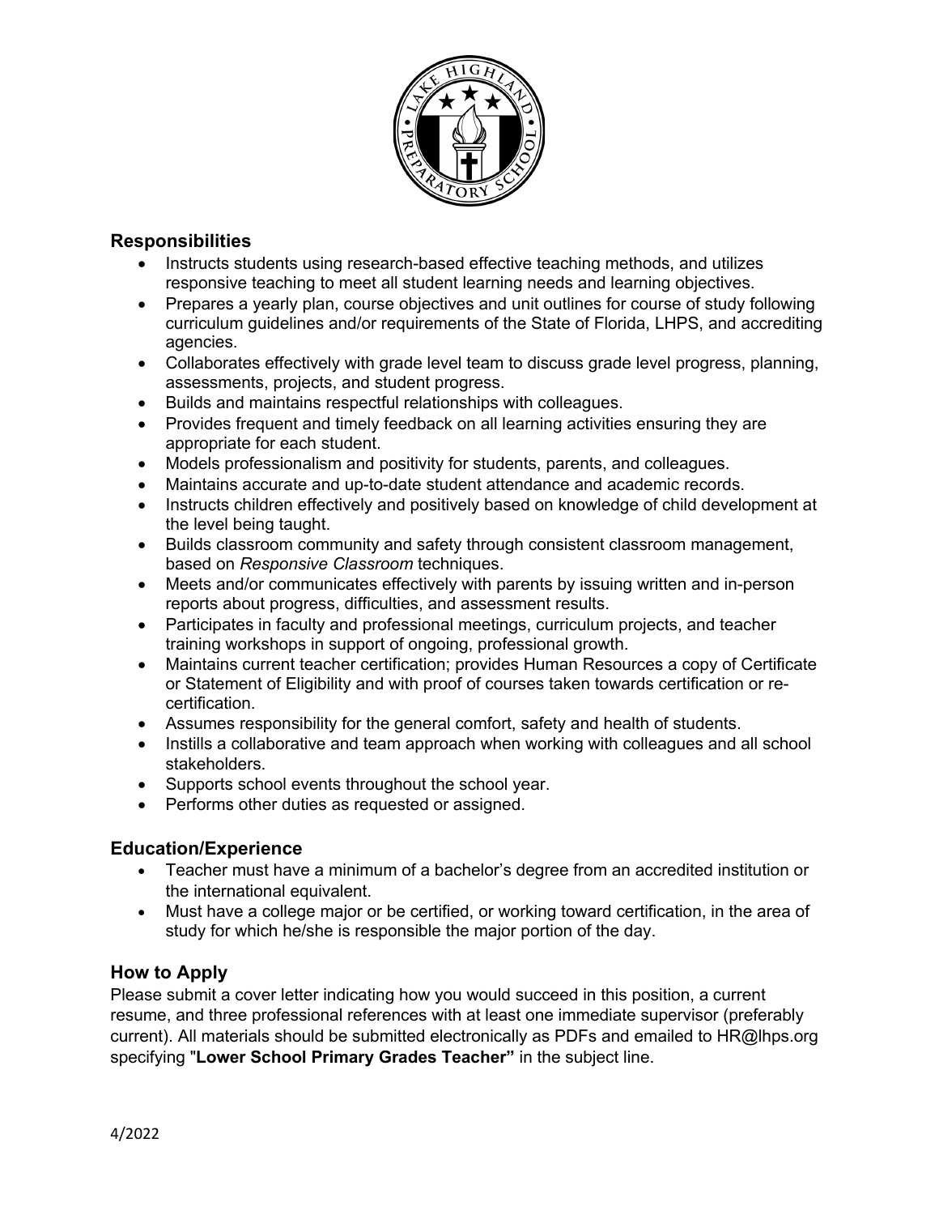## Responsibilities

- Instructs students using research-based effective teaching methods, and utilizes responsive teaching to meet all student learning needs and learning objectives.
- Prepares a yearly plan, course objectives and unit outlines for course of study following curriculum guidelines and/or requirements of the State of Florida, LHPS, and accrediting agencies.
- Collaborates effectively with grade level team to discuss grade level progress, planning, assessments, projects, and student progress.
- Builds and maintains respectful relationships with colleagues.
- Provides frequent and timely feedback on all learning activities ensuring they are appropriate for each student.
- Models professionalism and positivity for students, parents, and colleagues.
- Maintains accurate and up-to-date student attendance and academic records.
- Instructs children effectively and positively based on knowledge of child development at the level being taught.
- Builds classroom community and safety through consistent classroom management, based on *Responsive Classroom* techniques.
- Meets and/or communicates effectively with parents by issuing written and in-person reports about progress, difficulties, and assessment results.
- Participates in faculty and professional meetings, curriculum projects, and teacher training workshops in support of ongoing, professional growth.
- Maintains current teacher certification; provides Human Resources a copy of Certificate or Statement of Eligibility and with proof of courses taken towards certification or re-certification.
- Assumes responsibility for the general comfort, safety and health of students.
- Instills a collaborative and team approach when working with colleagues and all school stakeholders.
- Supports school events throughout the school year.
- Performs other duties as requested or assigned.

## Education/Experience

- Teacher must have a minimum of a bachelor's degree from an accredited institution or the international equivalent.
- Must have a college major or be certified, or working toward certification, in the area of study for which he/she is responsible the major portion of the day.

## How to Apply

Please submit a cover letter indicating how you would succeed in this position, a current resume, and three professional references with at least one immediate supervisor (preferably current). All materials should be submitted electronically as PDFs and emailed to HR@lhps.org specifying "**Lower School Primary Grades Teacher"** in the subject line.

4/2022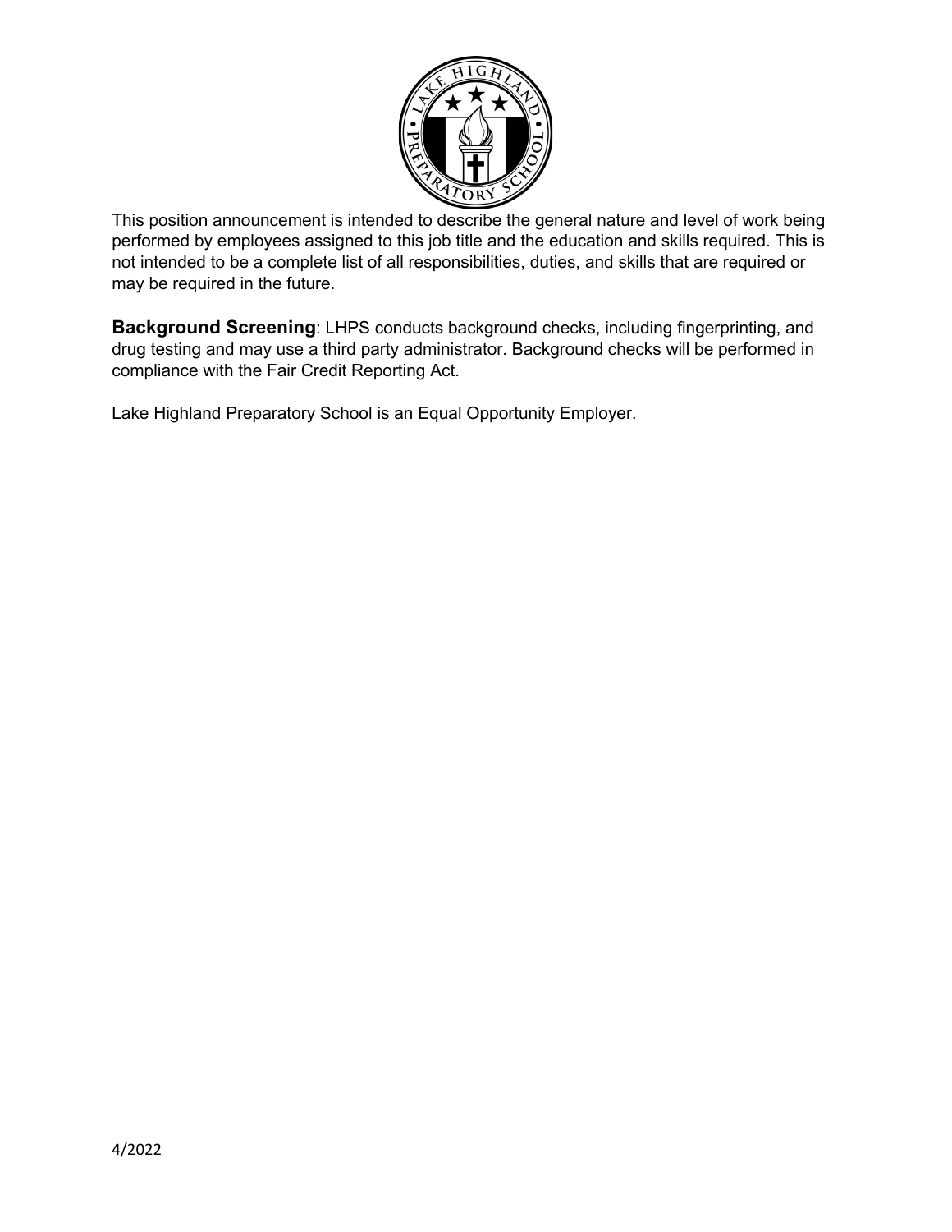This position announcement is intended to describe the general nature and level of work being performed by employees assigned to this job title and the education and skills required. This is not intended to be a complete list of all responsibilities, duties, and skills that are required or may be required in the future.

**Background Screening**: LHPS conducts background checks, including fingerprinting, and drug testing and may use a third party administrator. Background checks will be performed in compliance with the Fair Credit Reporting Act.

Lake Highland Preparatory School is an Equal Opportunity Employer.

4/2022